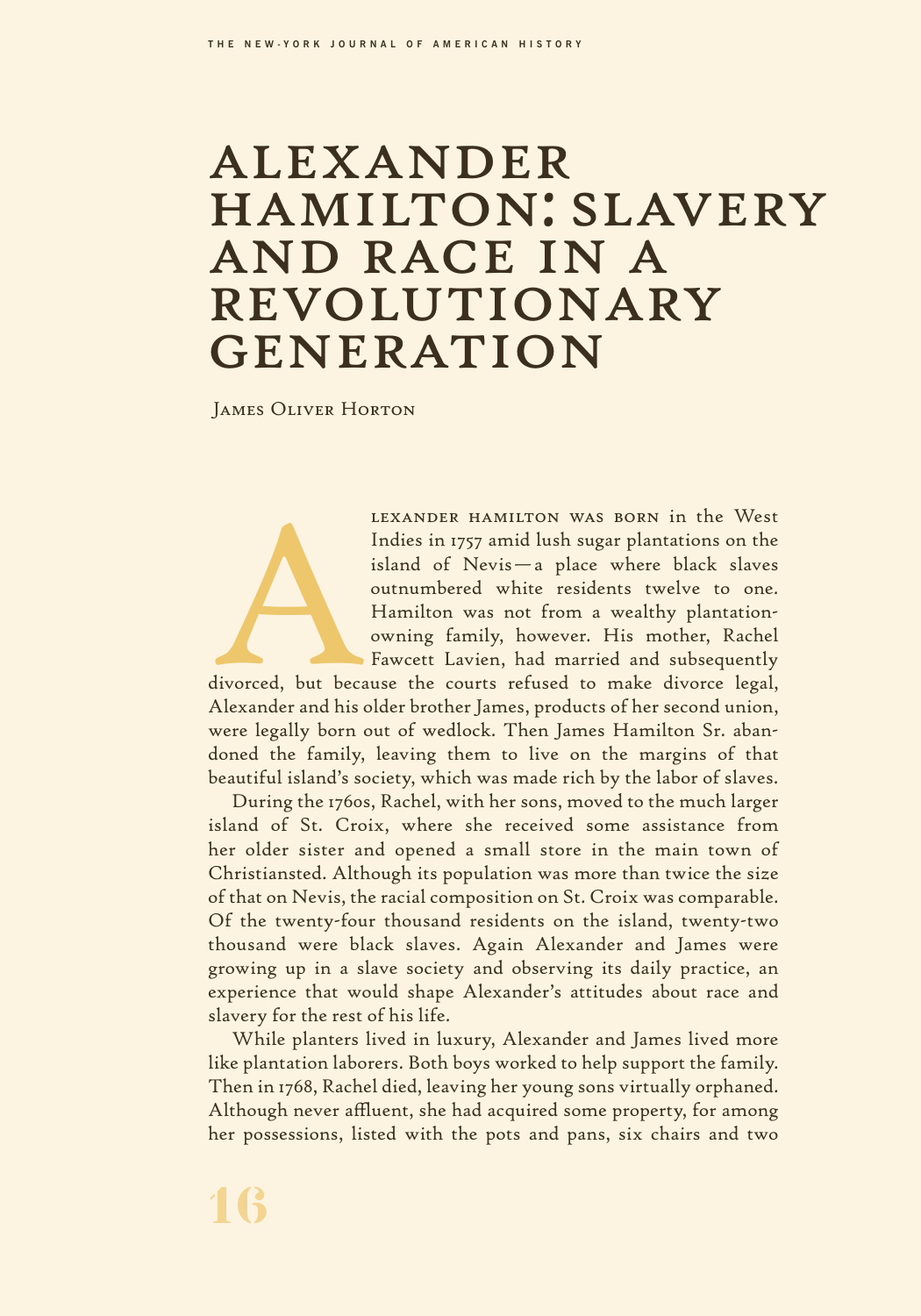# ALEXANDER HAMILTON: SLAVERY AND RACE IN A REVOLUTIONARY GENERATION

James Oliver Horton

Alexander Hamilton was born in the West Indies in 1757 amid lush sugar plantations on the island of Nevis—a place where black slaves outnumbered white residents twelve to one. Hamilton was not from a wealthy plantation-owning family, however. His mother, Rachel Fawcett Lavien, had married and subsequently divorced, but because the courts refused to make divorce legal, Alexander and his older brother James, products of her second union, were legally born out of wedlock. Then James Hamilton Sr. abandoned the family, leaving them to live on the margins of that beautiful island's society, which was made rich by the labor of slaves.

During the 1760s, Rachel, with her sons, moved to the much larger island of St. Croix, where she received some assistance from her older sister and opened a small store in the main town of Christiansted. Although its population was more than twice the size of that on Nevis, the racial composition on St. Croix was comparable. Of the twenty-four thousand residents on the island, twenty-two thousand were black slaves. Again Alexander and James were growing up in a slave society and observing its daily practice, an experience that would shape Alexander's attitudes about race and slavery for the rest of his life.

While planters lived in luxury, Alexander and James lived more like plantation laborers. Both boys worked to help support the family. Then in 1768, Rachel died, leaving her young sons virtually orphaned. Although never affluent, she had acquired some property, for among her possessions, listed with the pots and pans, six chairs and two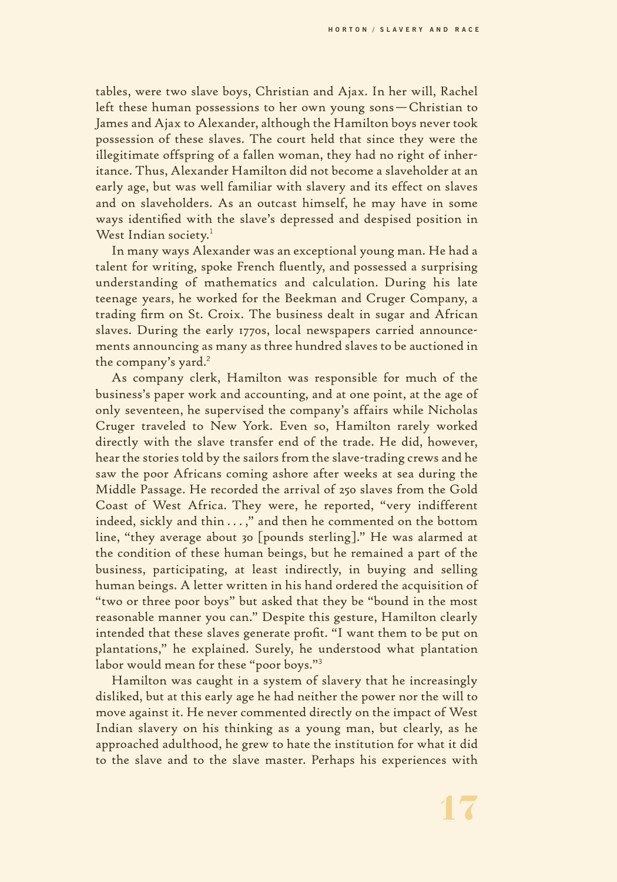tables, were two slave boys, Christian and Ajax. In her will, Rachel left these human possessions to her own young sons—Christian to James and Ajax to Alexander, although the Hamilton boys never took possession of these slaves. The court held that since they were the illegitimate offspring of a fallen woman, they had no right of inheritance. Thus, Alexander Hamilton did not become a slaveholder at an early age, but was well familiar with slavery and its effect on slaves and on slaveholders. As an outcast himself, he may have in some ways identified with the slave's depressed and despised position in West Indian society.[1]

In many ways Alexander was an exceptional young man. He had a talent for writing, spoke French fluently, and possessed a surprising understanding of mathematics and calculation. During his late teenage years, he worked for the Beekman and Cruger Company, a trading firm on St. Croix. The business dealt in sugar and African slaves. During the early 1770s, local newspapers carried announcements announcing as many as three hundred slaves to be auctioned in the company's yard.[2]

As company clerk, Hamilton was responsible for much of the business's paper work and accounting, and at one point, at the age of only seventeen, he supervised the company's affairs while Nicholas Cruger traveled to New York. Even so, Hamilton rarely worked directly with the slave transfer end of the trade. He did, however, hear the stories told by the sailors from the slave-trading crews and he saw the poor Africans coming ashore after weeks at sea during the Middle Passage. He recorded the arrival of 250 slaves from the Gold Coast of West Africa. They were, he reported, "very indifferent indeed, sickly and thin . . . ," and then he commented on the bottom line, "they average about 30 [pounds sterling]." He was alarmed at the condition of these human beings, but he remained a part of the business, participating, at least indirectly, in buying and selling human beings. A letter written in his hand ordered the acquisition of "two or three poor boys" but asked that they be "bound in the most reasonable manner you can." Despite this gesture, Hamilton clearly intended that these slaves generate profit. "I want them to be put on plantations," he explained. Surely, he understood what plantation labor would mean for these "poor boys."[3]

Hamilton was caught in a system of slavery that he increasingly disliked, but at this early age he had neither the power nor the will to move against it. He never commented directly on the impact of West Indian slavery on his thinking as a young man, but clearly, as he approached adulthood, he grew to hate the institution for what it did to the slave and to the slave master. Perhaps his experiences with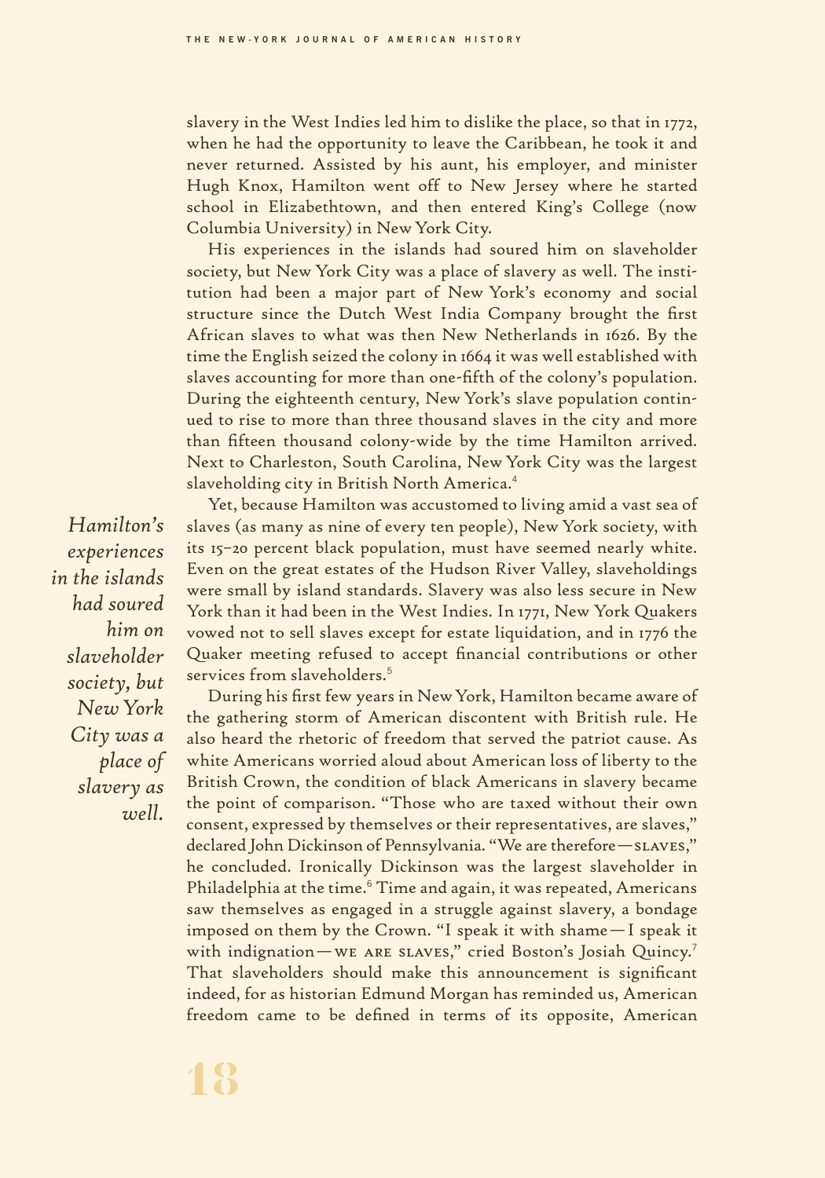slavery in the West Indies led him to dislike the place, so that in 1772, when he had the opportunity to leave the Caribbean, he took it and never returned. Assisted by his aunt, his employer, and minister Hugh Knox, Hamilton went off to New Jersey where he started school in Elizabethtown, and then entered King's College (now Columbia University) in New York City.

His experiences in the islands had soured him on slaveholder society, but New York City was a place of slavery as well. The institution had been a major part of New York's economy and social structure since the Dutch West India Company brought the first African slaves to what was then New Netherlands in 1626. By the time the English seized the colony in 1664 it was well established with slaves accounting for more than one-fifth of the colony's population. During the eighteenth century, New York's slave population continued to rise to more than three thousand slaves in the city and more than fifteen thousand colony-wide by the time Hamilton arrived. Next to Charleston, South Carolina, New York City was the largest slaveholding city in British North America.[4]

*Hamilton's experiences in the islands had soured him on slaveholder society, but New York City was a place of slavery as well.*

Yet, because Hamilton was accustomed to living amid a vast sea of slaves (as many as nine of every ten people), New York society, with its 15–20 percent black population, must have seemed nearly white. Even on the great estates of the Hudson River Valley, slaveholdings were small by island standards. Slavery was also less secure in New York than it had been in the West Indies. In 1771, New York Quakers vowed not to sell slaves except for estate liquidation, and in 1776 the Quaker meeting refused to accept financial contributions or other services from slaveholders.[5]

During his first few years in New York, Hamilton became aware of the gathering storm of American discontent with British rule. He also heard the rhetoric of freedom that served the patriot cause. As white Americans worried aloud about American loss of liberty to the British Crown, the condition of black Americans in slavery became the point of comparison. "Those who are taxed without their own consent, expressed by themselves or their representatives, are slaves," declared John Dickinson of Pennsylvania. "We are therefore—SLAVES," he concluded. Ironically Dickinson was the largest slaveholder in Philadelphia at the time.[6] Time and again, it was repeated, Americans saw themselves as engaged in a struggle against slavery, a bondage imposed on them by the Crown. "I speak it with shame—I speak it with indignation—WE ARE SLAVES," cried Boston's Josiah Quincy.[7] That slaveholders should make this announcement is significant indeed, for as historian Edmund Morgan has reminded us, American freedom came to be defined in terms of its opposite, American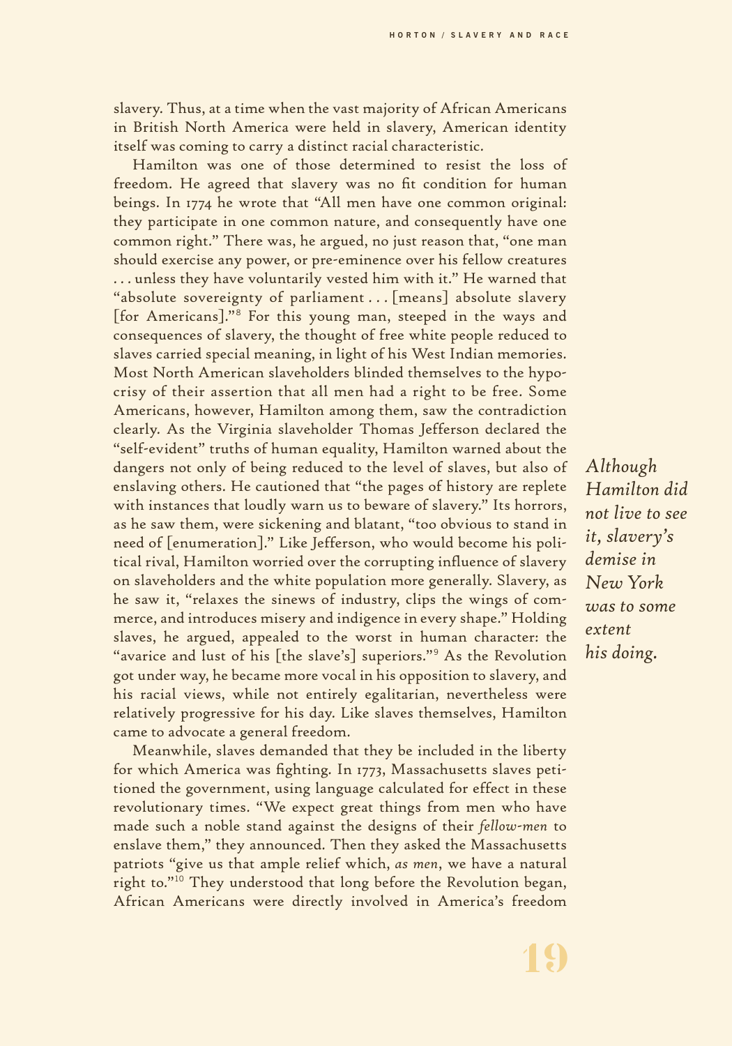slavery. Thus, at a time when the vast majority of African Americans in British North America were held in slavery, American identity itself was coming to carry a distinct racial characteristic.

Hamilton was one of those determined to resist the loss of freedom. He agreed that slavery was no fit condition for human beings. In 1774 he wrote that "All men have one common original: they participate in one common nature, and consequently have one common right." There was, he argued, no just reason that, "one man should exercise any power, or pre-eminence over his fellow creatures . . . unless they have voluntarily vested him with it." He warned that "absolute sovereignty of parliament . . . [means] absolute slavery [for Americans]."[8] For this young man, steeped in the ways and consequences of slavery, the thought of free white people reduced to slaves carried special meaning, in light of his West Indian memories. Most North American slaveholders blinded themselves to the hypocrisy of their assertion that all men had a right to be free. Some Americans, however, Hamilton among them, saw the contradiction clearly. As the Virginia slaveholder Thomas Jefferson declared the "self-evident" truths of human equality, Hamilton warned about the dangers not only of being reduced to the level of slaves, but also of enslaving others. He cautioned that "the pages of history are replete with instances that loudly warn us to beware of slavery." Its horrors, as he saw them, were sickening and blatant, "too obvious to stand in need of [enumeration]." Like Jefferson, who would become his political rival, Hamilton worried over the corrupting influence of slavery on slaveholders and the white population more generally. Slavery, as he saw it, "relaxes the sinews of industry, clips the wings of commerce, and introduces misery and indigence in every shape." Holding slaves, he argued, appealed to the worst in human character: the "avarice and lust of his [the slave's] superiors."[9] As the Revolution got under way, he became more vocal in his opposition to slavery, and his racial views, while not entirely egalitarian, nevertheless were relatively progressive for his day. Like slaves themselves, Hamilton came to advocate a general freedom.

*Although Hamilton did not live to see it, slavery's demise in New York was to some extent his doing.*

Meanwhile, slaves demanded that they be included in the liberty for which America was fighting. In 1773, Massachusetts slaves petitioned the government, using language calculated for effect in these revolutionary times. "We expect great things from men who have made such a noble stand against the designs of their *fellow-men* to enslave them," they announced. Then they asked the Massachusetts patriots "give us that ample relief which, *as men*, we have a natural right to."[10] They understood that long before the Revolution began, African Americans were directly involved in America's freedom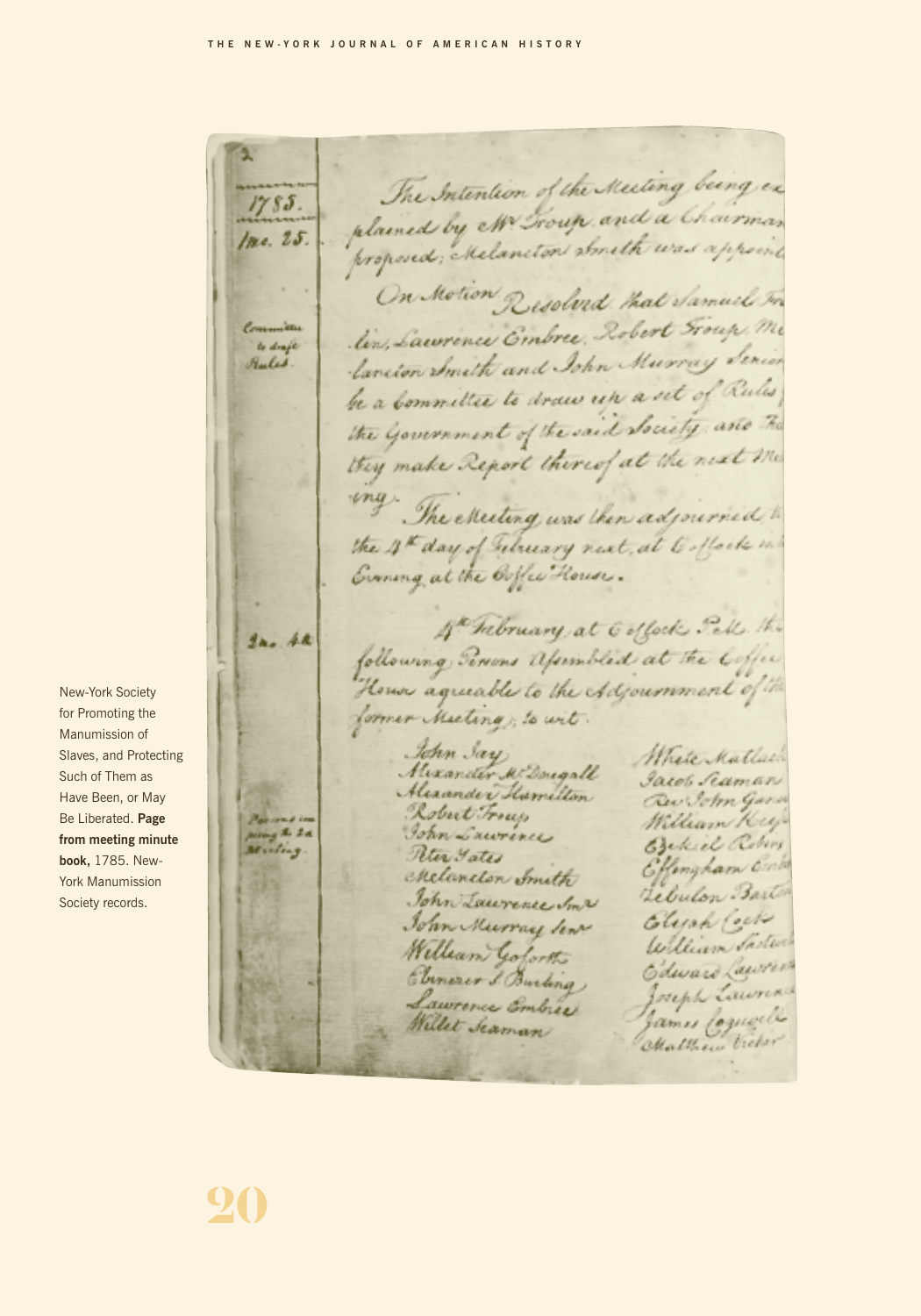New-York Society for Promoting the Manumission of Slaves, and Protecting Such of Them as Have Been, or May Be Liberated. **Page from meeting minute book,** 1785. New-York Manumission Society records.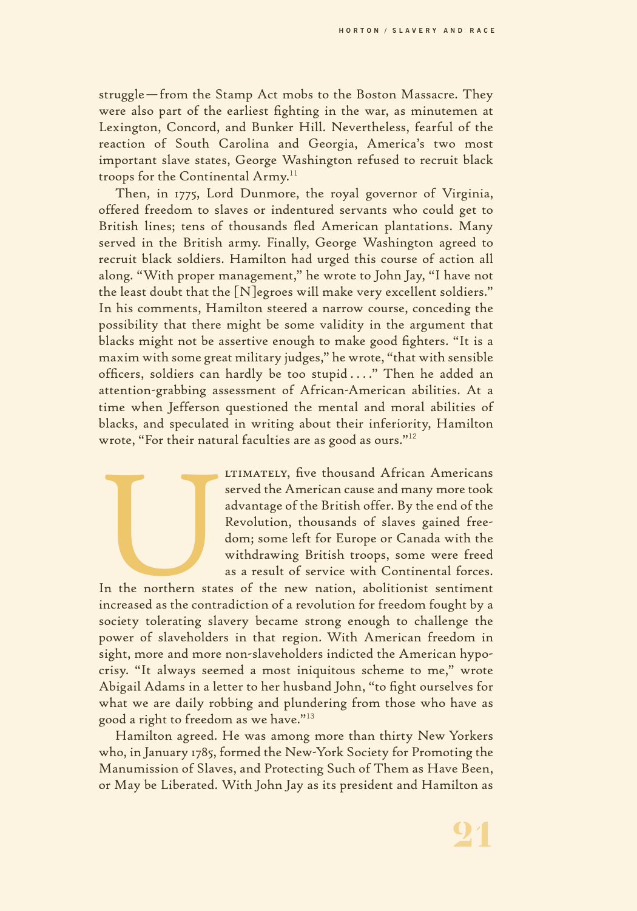struggle—from the Stamp Act mobs to the Boston Massacre. They were also part of the earliest fighting in the war, as minutemen at Lexington, Concord, and Bunker Hill. Nevertheless, fearful of the reaction of South Carolina and Georgia, America's two most important slave states, George Washington refused to recruit black troops for the Continental Army.[11]

Then, in 1775, Lord Dunmore, the royal governor of Virginia, offered freedom to slaves or indentured servants who could get to British lines; tens of thousands fled American plantations. Many served in the British army. Finally, George Washington agreed to recruit black soldiers. Hamilton had urged this course of action all along. "With proper management," he wrote to John Jay, "I have not the least doubt that the [N]egroes will make very excellent soldiers." In his comments, Hamilton steered a narrow course, conceding the possibility that there might be some validity in the argument that blacks might not be assertive enough to make good fighters. "It is a maxim with some great military judges," he wrote, "that with sensible officers, soldiers can hardly be too stupid . . . ." Then he added an attention-grabbing assessment of African-American abilities. At a time when Jefferson questioned the mental and moral abilities of blacks, and speculated in writing about their inferiority, Hamilton wrote, "For their natural faculties are as good as ours."[12]

Ultimately, five thousand African Americans served the American cause and many more took advantage of the British offer. By the end of the Revolution, thousands of slaves gained freedom; some left for Europe or Canada with the withdrawing British troops, some were freed as a result of service with Continental forces. In the northern states of the new nation, abolitionist sentiment increased as the contradiction of a revolution for freedom fought by a society tolerating slavery became strong enough to challenge the power of slaveholders in that region. With American freedom in sight, more and more non-slaveholders indicted the American hypocrisy. "It always seemed a most iniquitous scheme to me," wrote Abigail Adams in a letter to her husband John, "to fight ourselves for what we are daily robbing and plundering from those who have as good a right to freedom as we have."[13]

Hamilton agreed. He was among more than thirty New Yorkers who, in January 1785, formed the New-York Society for Promoting the Manumission of Slaves, and Protecting Such of Them as Have Been, or May be Liberated. With John Jay as its president and Hamilton as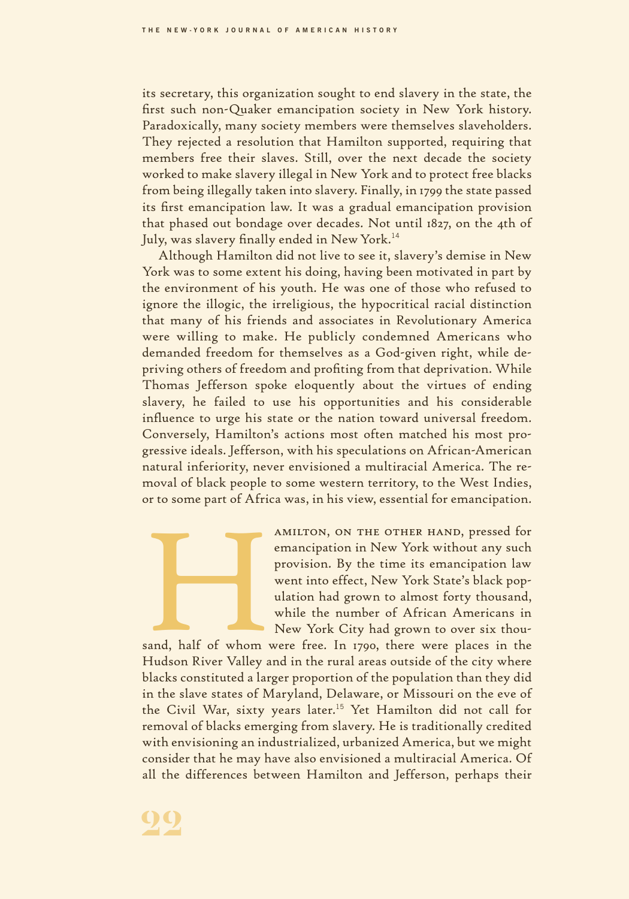its secretary, this organization sought to end slavery in the state, the first such non-Quaker emancipation society in New York history. Paradoxically, many society members were themselves slaveholders. They rejected a resolution that Hamilton supported, requiring that members free their slaves. Still, over the next decade the society worked to make slavery illegal in New York and to protect free blacks from being illegally taken into slavery. Finally, in 1799 the state passed its first emancipation law. It was a gradual emancipation provision that phased out bondage over decades. Not until 1827, on the 4th of July, was slavery finally ended in New York.[14]

Although Hamilton did not live to see it, slavery's demise in New York was to some extent his doing, having been motivated in part by the environment of his youth. He was one of those who refused to ignore the illogic, the irreligious, the hypocritical racial distinction that many of his friends and associates in Revolutionary America were willing to make. He publicly condemned Americans who demanded freedom for themselves as a God-given right, while depriving others of freedom and profiting from that deprivation. While Thomas Jefferson spoke eloquently about the virtues of ending slavery, he failed to use his opportunities and his considerable influence to urge his state or the nation toward universal freedom. Conversely, Hamilton's actions most often matched his most progressive ideals. Jefferson, with his speculations on African-American natural inferiority, never envisioned a multiracial America. The removal of black people to some western territory, to the West Indies, or to some part of Africa was, in his view, essential for emancipation.

Hamilton, on the other hand, pressed for emancipation in New York without any such provision. By the time its emancipation law went into effect, New York State's black population had grown to almost forty thousand, while the number of African Americans in New York City had grown to over six thousand, half of whom were free. In 1790, there were places in the Hudson River Valley and in the rural areas outside of the city where blacks constituted a larger proportion of the population than they did in the slave states of Maryland, Delaware, or Missouri on the eve of the Civil War, sixty years later.[15] Yet Hamilton did not call for removal of blacks emerging from slavery. He is traditionally credited with envisioning an industrialized, urbanized America, but we might consider that he may have also envisioned a multiracial America. Of all the differences between Hamilton and Jefferson, perhaps their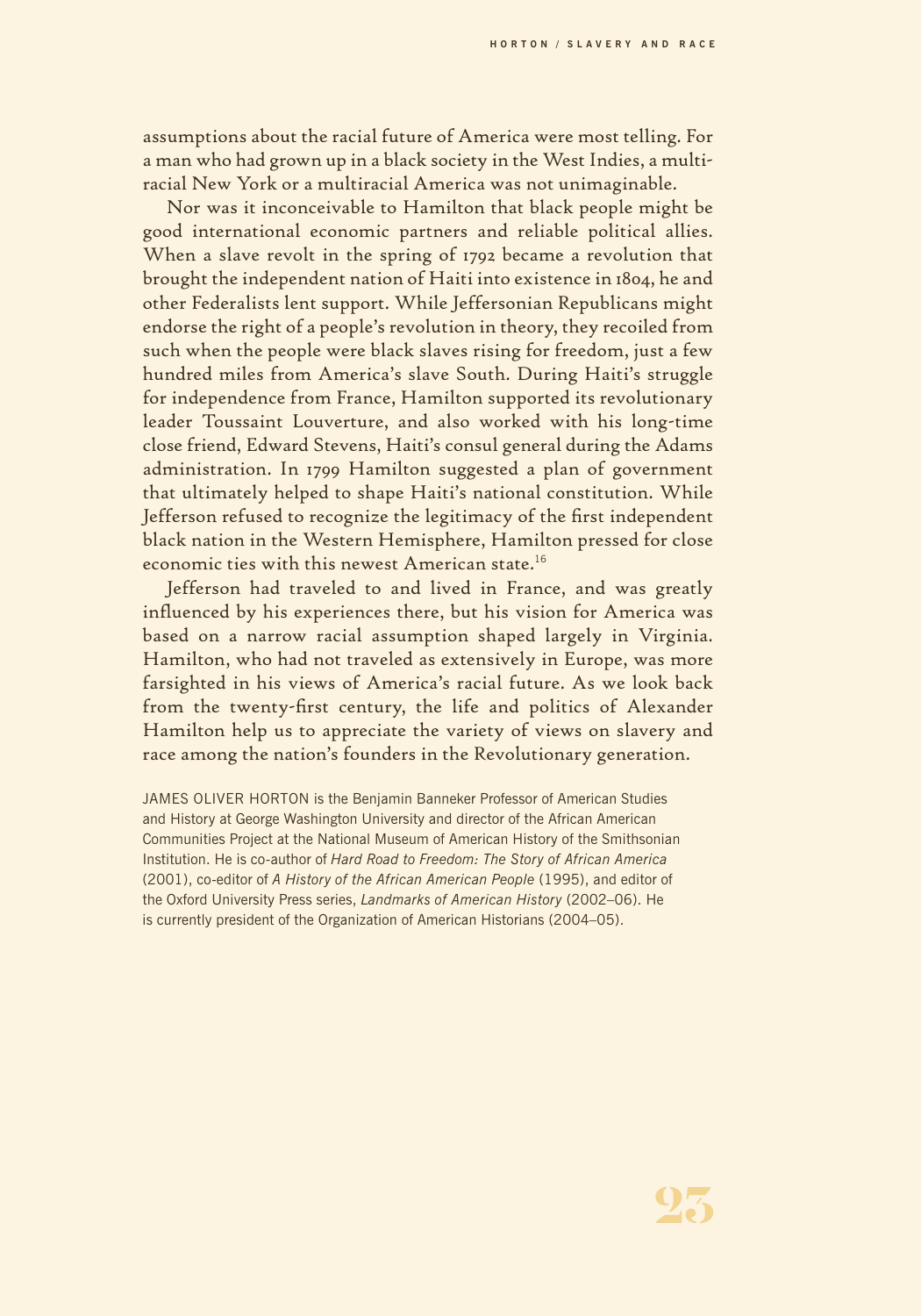assumptions about the racial future of America were most telling. For a man who had grown up in a black society in the West Indies, a multiracial New York or a multiracial America was not unimaginable.

Nor was it inconceivable to Hamilton that black people might be good international economic partners and reliable political allies. When a slave revolt in the spring of 1792 became a revolution that brought the independent nation of Haiti into existence in 1804, he and other Federalists lent support. While Jeffersonian Republicans might endorse the right of a people's revolution in theory, they recoiled from such when the people were black slaves rising for freedom, just a few hundred miles from America's slave South. During Haiti's struggle for independence from France, Hamilton supported its revolutionary leader Toussaint Louverture, and also worked with his long-time close friend, Edward Stevens, Haiti's consul general during the Adams administration. In 1799 Hamilton suggested a plan of government that ultimately helped to shape Haiti's national constitution. While Jefferson refused to recognize the legitimacy of the first independent black nation in the Western Hemisphere, Hamilton pressed for close economic ties with this newest American state.[16]

Jefferson had traveled to and lived in France, and was greatly influenced by his experiences there, but his vision for America was based on a narrow racial assumption shaped largely in Virginia. Hamilton, who had not traveled as extensively in Europe, was more farsighted in his views of America's racial future. As we look back from the twenty-first century, the life and politics of Alexander Hamilton help us to appreciate the variety of views on slavery and race among the nation's founders in the Revolutionary generation.

JAMES OLIVER HORTON is the Benjamin Banneker Professor of American Studies and History at George Washington University and director of the African American Communities Project at the National Museum of American History of the Smithsonian Institution. He is co-author of *Hard Road to Freedom: The Story of African America* (2001), co-editor of *A History of the African American People* (1995), and editor of the Oxford University Press series, *Landmarks of American History* (2002–06). He is currently president of the Organization of American Historians (2004–05).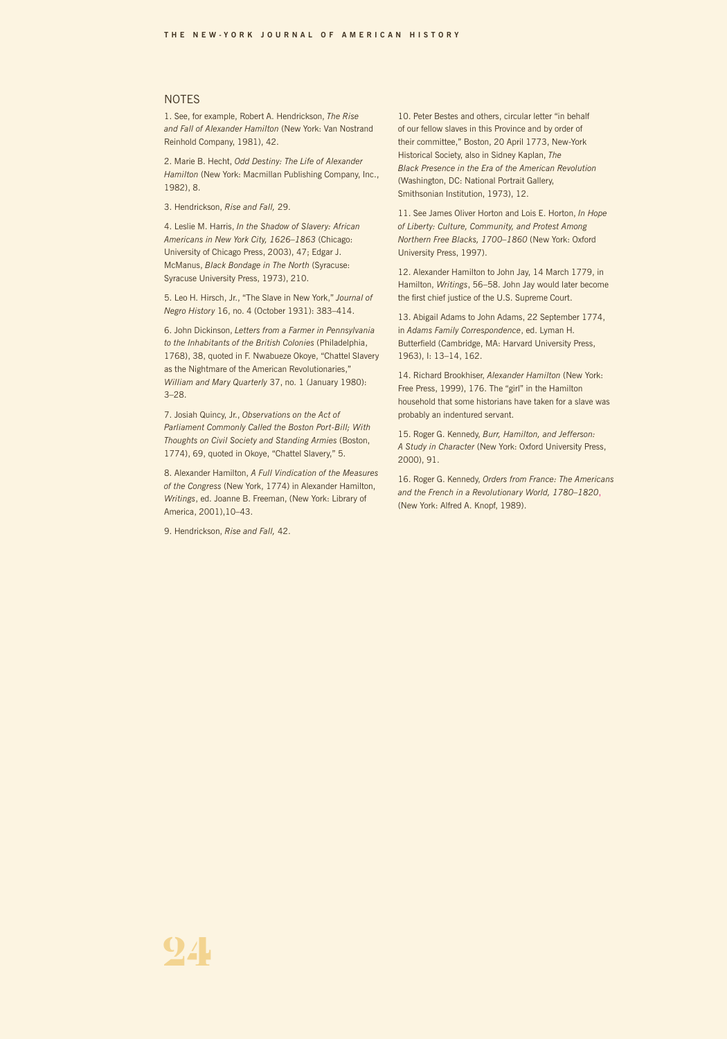## NOTES

1. See, for example, Robert A. Hendrickson, *The Rise and Fall of Alexander Hamilton* (New York: Van Nostrand Reinhold Company, 1981), 42.

2. Marie B. Hecht, *Odd Destiny: The Life of Alexander Hamilton* (New York: Macmillan Publishing Company, Inc., 1982), 8.

3. Hendrickson, *Rise and Fall,* 29.

4. Leslie M. Harris, *In the Shadow of Slavery: African Americans in New York City, 1626–1863* (Chicago: University of Chicago Press, 2003), 47; Edgar J. McManus, *Black Bondage in The North* (Syracuse: Syracuse University Press, 1973), 210.

5. Leo H. Hirsch, Jr., "The Slave in New York," *Journal of Negro History* 16, no. 4 (October 1931): 383–414.

6. John Dickinson, *Letters from a Farmer in Pennsylvania to the Inhabitants of the British Colonies* (Philadelphia, 1768), 38, quoted in F. Nwabueze Okoye, "Chattel Slavery as the Nightmare of the American Revolutionaries," *William and Mary Quarterly* 37, no. 1 (January 1980): 3–28.

7. Josiah Quincy, Jr., *Observations on the Act of Parliament Commonly Called the Boston Port-Bill; With Thoughts on Civil Society and Standing Armies* (Boston, 1774), 69, quoted in Okoye, "Chattel Slavery," 5.

8. Alexander Hamilton, *A Full Vindication of the Measures of the Congress* (New York, 1774) in Alexander Hamilton, *Writings*, ed. Joanne B. Freeman, (New York: Library of America, 2001),10–43.

9. Hendrickson, *Rise and Fall,* 42.

10. Peter Bestes and others, circular letter "in behalf of our fellow slaves in this Province and by order of their committee," Boston, 20 April 1773, New-York Historical Society, also in Sidney Kaplan, *The Black Presence in the Era of the American Revolution* (Washington, DC: National Portrait Gallery, Smithsonian Institution, 1973), 12.

11. See James Oliver Horton and Lois E. Horton, *In Hope of Liberty: Culture, Community, and Protest Among Northern Free Blacks, 1700–1860* (New York: Oxford University Press, 1997).

12. Alexander Hamilton to John Jay, 14 March 1779, in Hamilton, *Writings*, 56–58. John Jay would later become the first chief justice of the U.S. Supreme Court.

13. Abigail Adams to John Adams, 22 September 1774, in *Adams Family Correspondence*, ed. Lyman H. Butterfield (Cambridge, MA: Harvard University Press, 1963), I: 13–14, 162.

14. Richard Brookhiser, *Alexander Hamilton* (New York: Free Press, 1999), 176. The "girl" in the Hamilton household that some historians have taken for a slave was probably an indentured servant.

15. Roger G. Kennedy, *Burr, Hamilton, and Jefferson: A Study in Character* (New York: Oxford University Press, 2000), 91.

16. Roger G. Kennedy, *Orders from France: The Americans and the French in a Revolutionary World, 1780–1820*, (New York: Alfred A. Knopf, 1989).